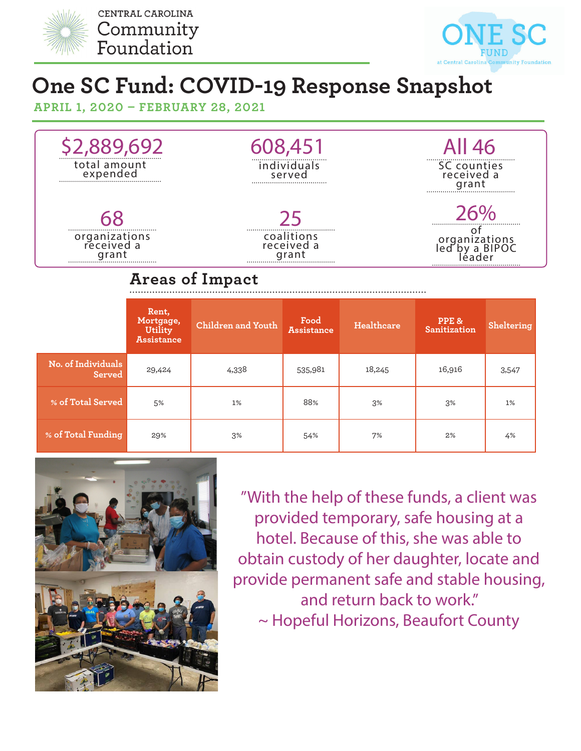CENTRAL CAROLINA Community Foundation

ONE SC FUND at Central Carolina Community Foundation

# One SC Fund: COVID-19 Response Snapshot

**APRIL 1, 2020 – FEBRUARY 28, 2021**

**$2,889,692** total amount expended

**608,451** individuals served

**All 46** SC counties received a grant

**68** organizations received a grant

**25** coalitions received a grant

**26%** of organizations led by a BIPOC leader

## Areas of Impact

| | Rent, Mortgage, Utility Assistance | Children and Youth | Food Assistance | Healthcare | PPE & Sanitization | Sheltering |
|---|---|---|---|---|---|---|
| No. of Individuals Served | 29,424 | 4,338 | 535,981 | 18,245 | 16,916 | 3,547 |
| % of Total Served | 5% | 1% | 88% | 3% | 3% | 1% |
| % of Total Funding | 29% | 3% | 54% | 7% | 2% | 4% |

"With the help of these funds, a client was provided temporary, safe housing at a hotel. Because of this, she was able to obtain custody of her daughter, locate and provide permanent safe and stable housing, and return back to work."
~ Hopeful Horizons, Beaufort County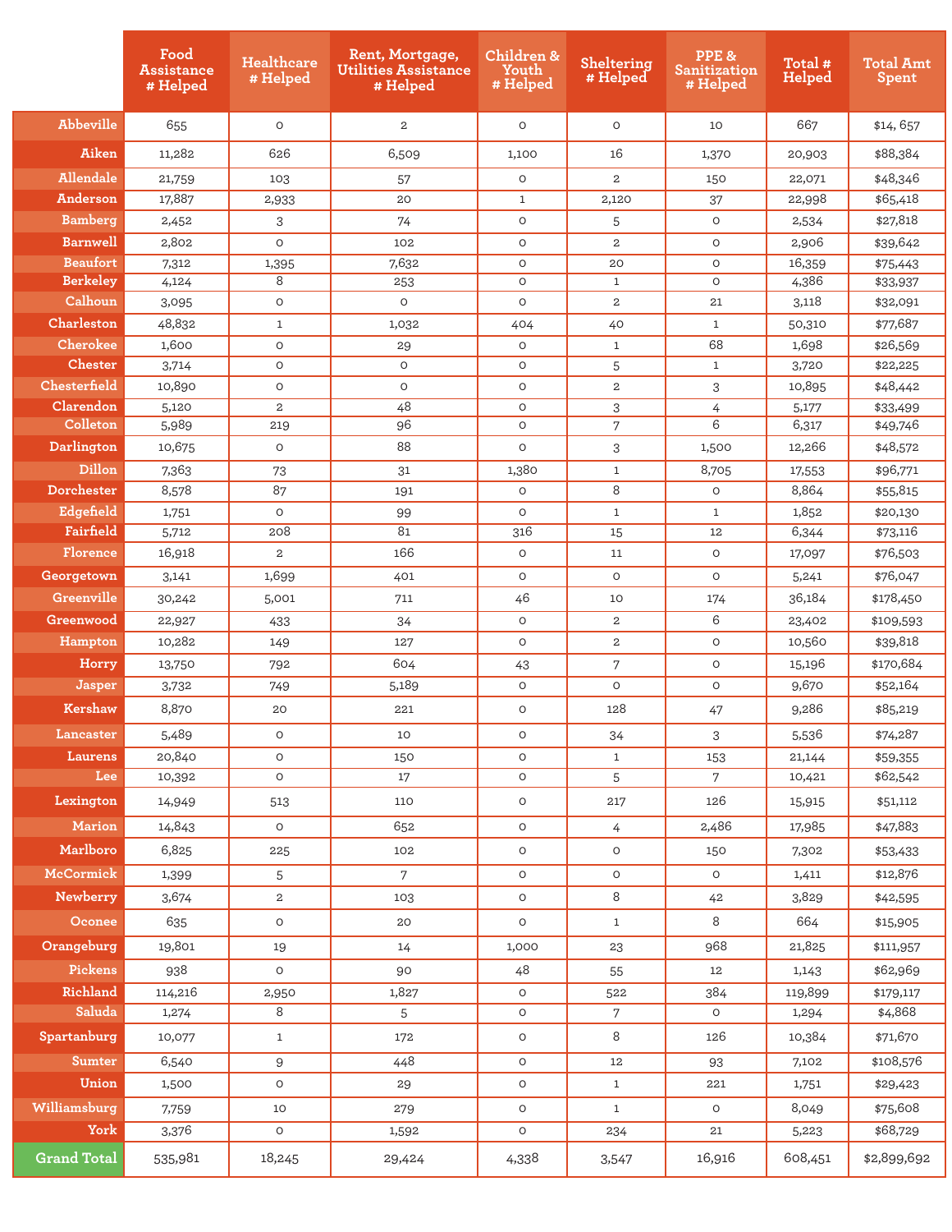| | Food Assistance # Helped | Healthcare # Helped | Rent, Mortgage, Utilities Assistance # Helped | Children & Youth # Helped | Sheltering # Helped | PPE & Sanitization # Helped | Total # Helped | Total Amt Spent |
|---|---|---|---|---|---|---|---|---|
| Abbeville | 655 | 0 | 2 | 0 | 0 | 10 | 667 | $14, 657 |
| Aiken | 11,282 | 626 | 6,509 | 1,100 | 16 | 1,370 | 20,903 | $88,384 |
| Allendale | 21,759 | 103 | 57 | 0 | 2 | 150 | 22,071 | $48,346 |
| Anderson | 17,887 | 2,933 | 20 | 1 | 2,120 | 37 | 22,998 | $65,418 |
| Bamberg | 2,452 | 3 | 74 | 0 | 5 | 0 | 2,534 | $27,818 |
| Barnwell | 2,802 | 0 | 102 | 0 | 2 | 0 | 2,906 | $39,642 |
| Beaufort | 7,312 | 1,395 | 7,632 | 0 | 20 | 0 | 16,359 | $75,443 |
| Berkeley | 4,124 | 8 | 253 | 0 | 1 | 0 | 4,386 | $33,937 |
| Calhoun | 3,095 | 0 | 0 | 0 | 2 | 21 | 3,118 | $32,091 |
| Charleston | 48,832 | 1 | 1,032 | 404 | 40 | 1 | 50,310 | $77,687 |
| Cherokee | 1,600 | 0 | 29 | 0 | 1 | 68 | 1,698 | $26,569 |
| Chester | 3,714 | 0 | 0 | 0 | 5 | 1 | 3,720 | $22,225 |
| Chesterfield | 10,890 | 0 | 0 | 0 | 2 | 3 | 10,895 | $48,442 |
| Clarendon | 5,120 | 2 | 48 | 0 | 3 | 4 | 5,177 | $33,499 |
| Colleton | 5,989 | 219 | 96 | 0 | 7 | 6 | 6,317 | $49,746 |
| Darlington | 10,675 | 0 | 88 | 0 | 3 | 1,500 | 12,266 | $48,572 |
| Dillon | 7,363 | 73 | 31 | 1,380 | 1 | 8,705 | 17,553 | $96,771 |
| Dorchester | 8,578 | 87 | 191 | 0 | 8 | 0 | 8,864 | $55,815 |
| Edgefield | 1,751 | 0 | 99 | 0 | 1 | 1 | 1,852 | $20,130 |
| Fairfield | 5,712 | 208 | 81 | 316 | 15 | 12 | 6,344 | $73,116 |
| Florence | 16,918 | 2 | 166 | 0 | 11 | 0 | 17,097 | $76,503 |
| Georgetown | 3,141 | 1,699 | 401 | 0 | 0 | 0 | 5,241 | $76,047 |
| Greenville | 30,242 | 5,001 | 711 | 46 | 10 | 174 | 36,184 | $178,450 |
| Greenwood | 22,927 | 433 | 34 | 0 | 2 | 6 | 23,402 | $109,593 |
| Hampton | 10,282 | 149 | 127 | 0 | 2 | 0 | 10,560 | $39,818 |
| Horry | 13,750 | 792 | 604 | 43 | 7 | 0 | 15,196 | $170,684 |
| Jasper | 3,732 | 749 | 5,189 | 0 | 0 | 0 | 9,670 | $52,164 |
| Kershaw | 8,870 | 20 | 221 | 0 | 128 | 47 | 9,286 | $85,219 |
| Lancaster | 5,489 | 0 | 10 | 0 | 34 | 3 | 5,536 | $74,287 |
| Laurens | 20,840 | 0 | 150 | 0 | 1 | 153 | 21,144 | $59,355 |
| Lee | 10,392 | 0 | 17 | 0 | 5 | 7 | 10,421 | $62,542 |
| Lexington | 14,949 | 513 | 110 | 0 | 217 | 126 | 15,915 | $51,112 |
| Marion | 14,843 | 0 | 652 | 0 | 4 | 2,486 | 17,985 | $47,883 |
| Marlboro | 6,825 | 225 | 102 | 0 | 0 | 150 | 7,302 | $53,433 |
| McCormick | 1,399 | 5 | 7 | 0 | 0 | 0 | 1,411 | $12,876 |
| Newberry | 3,674 | 2 | 103 | 0 | 8 | 42 | 3,829 | $42,595 |
| Oconee | 635 | 0 | 20 | 0 | 1 | 8 | 664 | $15,905 |
| Orangeburg | 19,801 | 19 | 14 | 1,000 | 23 | 968 | 21,825 | $111,957 |
| Pickens | 938 | 0 | 90 | 48 | 55 | 12 | 1,143 | $62,969 |
| Richland | 114,216 | 2,950 | 1,827 | 0 | 522 | 384 | 119,899 | $179,117 |
| Saluda | 1,274 | 8 | 5 | 0 | 7 | 0 | 1,294 | $4,868 |
| Spartanburg | 10,077 | 1 | 172 | 0 | 8 | 126 | 10,384 | $71,670 |
| Sumter | 6,540 | 9 | 448 | 0 | 12 | 93 | 7,102 | $108,576 |
| Union | 1,500 | 0 | 29 | 0 | 1 | 221 | 1,751 | $29,423 |
| Williamsburg | 7,759 | 10 | 279 | 0 | 1 | 0 | 8,049 | $75,608 |
| York | 3,376 | 0 | 1,592 | 0 | 234 | 21 | 5,223 | $68,729 |
| Grand Total | 535,981 | 18,245 | 29,424 | 4,338 | 3,547 | 16,916 | 608,451 | $2,899,692 |